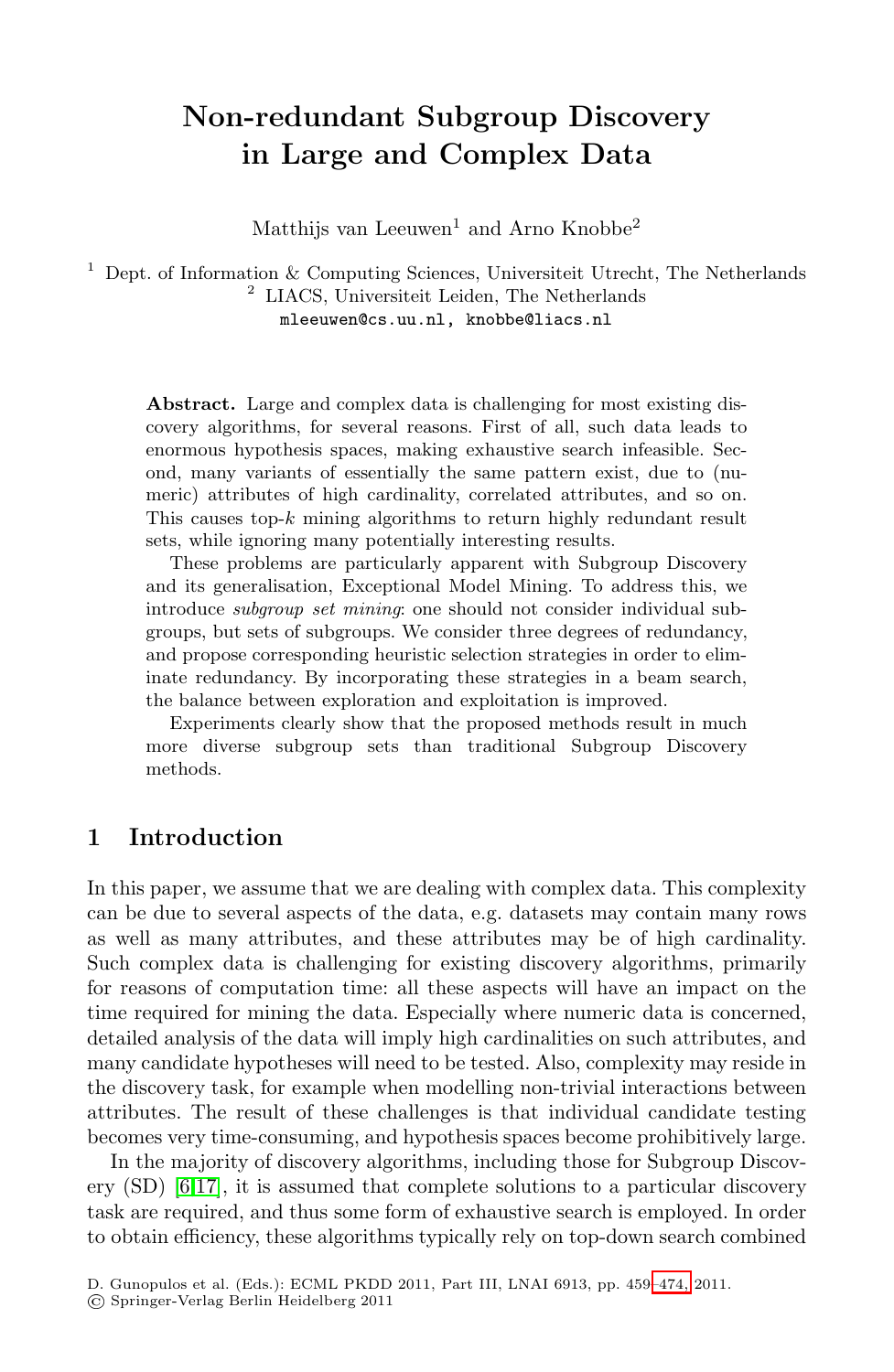# Non-redundant Subgroup Discovery in Large and Complex Data

Matthijs van Leeuwen[1] and Arno Knobbe[2]

[1] Dept. of Information & Computing Sciences, Universiteit Utrecht, The Netherlands
[2] LIACS, Universiteit Leiden, The Netherlands
mleeuwen@cs.uu.nl, knobbe@liacs.nl

**Abstract.** Large and complex data is challenging for most existing discovery algorithms, for several reasons. First of all, such data leads to enormous hypothesis spaces, making exhaustive search infeasible. Second, many variants of essentially the same pattern exist, due to (numeric) attributes of high cardinality, correlated attributes, and so on. This causes top-$k$ mining algorithms to return highly redundant result sets, while ignoring many potentially interesting results.

These problems are particularly apparent with Subgroup Discovery and its generalisation, Exceptional Model Mining. To address this, we introduce *subgroup set mining*: one should not consider individual subgroups, but sets of subgroups. We consider three degrees of redundancy, and propose corresponding heuristic selection strategies in order to eliminate redundancy. By incorporating these strategies in a beam search, the balance between exploration and exploitation is improved.

Experiments clearly show that the proposed methods result in much more diverse subgroup sets than traditional Subgroup Discovery methods.

## 1 Introduction

In this paper, we assume that we are dealing with complex data. This complexity can be due to several aspects of the data, e.g. datasets may contain many rows as well as many attributes, and these attributes may be of high cardinality. Such complex data is challenging for existing discovery algorithms, primarily for reasons of computation time: all these aspects will have an impact on the time required for mining the data. Especially where numeric data is concerned, detailed analysis of the data will imply high cardinalities on such attributes, and many candidate hypotheses will need to be tested. Also, complexity may reside in the discovery task, for example when modelling non-trivial interactions between attributes. The result of these challenges is that individual candidate testing becomes very time-consuming, and hypothesis spaces become prohibitively large.

In the majority of discovery algorithms, including those for Subgroup Discovery (SD) [6,17], it is assumed that complete solutions to a particular discovery task are required, and thus some form of exhaustive search is employed. In order to obtain efficiency, these algorithms typically rely on top-down search combined

D. Gunopulos et al. (Eds.): ECML PKDD 2011, Part III, LNAI 6913, pp. 459–474, 2011.
© Springer-Verlag Berlin Heidelberg 2011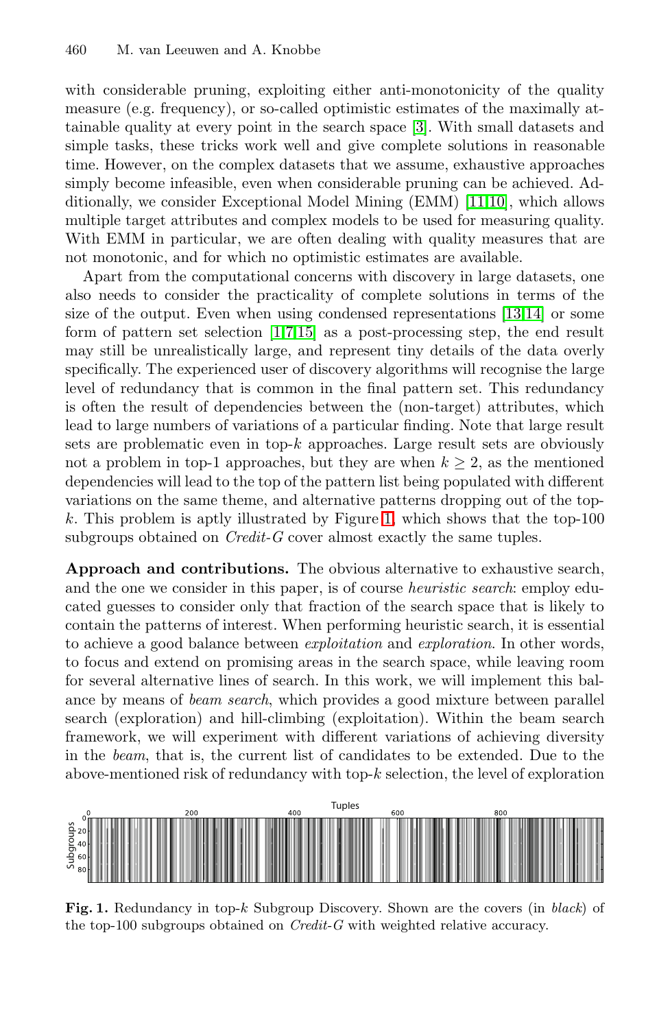with considerable pruning, exploiting either anti-monotonicity of the quality measure (e.g. frequency), or so-called optimistic estimates of the maximally attainable quality at every point in the search space [3]. With small datasets and simple tasks, these tricks work well and give complete solutions in reasonable time. However, on the complex datasets that we assume, exhaustive approaches simply become infeasible, even when considerable pruning can be achieved. Additionally, we consider Exceptional Model Mining (EMM) [11,10], which allows multiple target attributes and complex models to be used for measuring quality. With EMM in particular, we are often dealing with quality measures that are not monotonic, and for which no optimistic estimates are available.

Apart from the computational concerns with discovery in large datasets, one also needs to consider the practicality of complete solutions in terms of the size of the output. Even when using condensed representations [13,14] or some form of pattern set selection [1,7,15] as a post-processing step, the end result may still be unrealistically large, and represent tiny details of the data overly specifically. The experienced user of discovery algorithms will recognise the large level of redundancy that is common in the final pattern set. This redundancy is often the result of dependencies between the (non-target) attributes, which lead to large numbers of variations of a particular finding. Note that large result sets are problematic even in top-$k$ approaches. Large result sets are obviously not a problem in top-1 approaches, but they are when $k \geq 2$, as the mentioned dependencies will lead to the top of the pattern list being populated with different variations on the same theme, and alternative patterns dropping out of the top-$k$. This problem is aptly illustrated by Figure 1, which shows that the top-100 subgroups obtained on *Credit-G* cover almost exactly the same tuples.

**Approach and contributions.** The obvious alternative to exhaustive search, and the one we consider in this paper, is of course *heuristic search*: employ educated guesses to consider only that fraction of the search space that is likely to contain the patterns of interest. When performing heuristic search, it is essential to achieve a good balance between *exploitation* and *exploration*. In other words, to focus and extend on promising areas in the search space, while leaving room for several alternative lines of search. In this work, we will implement this balance by means of *beam search*, which provides a good mixture between parallel search (exploration) and hill-climbing (exploitation). Within the beam search framework, we will experiment with different variations of achieving diversity in the *beam*, that is, the current list of candidates to be extended. Due to the above-mentioned risk of redundancy with top-$k$ selection, the level of exploration

Tuples
0
200
400
600
800
Subgroups
0
20
40
60
80

**Fig. 1.** Redundancy in top-$k$ Subgroup Discovery. Shown are the covers (in *black*) of the top-100 subgroups obtained on *Credit-G* with weighted relative accuracy.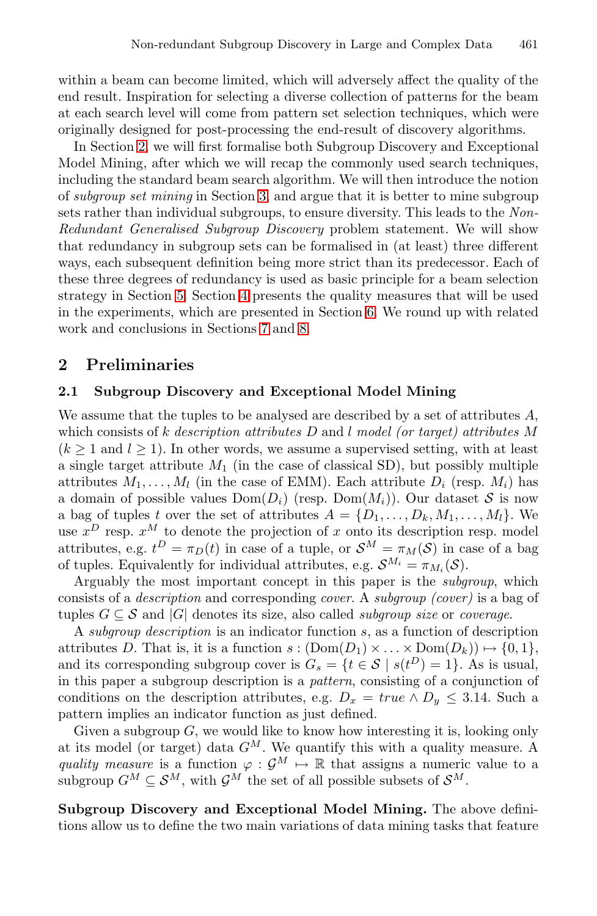within a beam can become limited, which will adversely affect the quality of the end result. Inspiration for selecting a diverse collection of patterns for the beam at each search level will come from pattern set selection techniques, which were originally designed for post-processing the end-result of discovery algorithms.

In Section 2, we will first formalise both Subgroup Discovery and Exceptional Model Mining, after which we will recap the commonly used search techniques, including the standard beam search algorithm. We will then introduce the notion of *subgroup set mining* in Section 3, and argue that it is better to mine subgroup sets rather than individual subgroups, to ensure diversity. This leads to the *Non-Redundant Generalised Subgroup Discovery* problem statement. We will show that redundancy in subgroup sets can be formalised in (at least) three different ways, each subsequent definition being more strict than its predecessor. Each of these three degrees of redundancy is used as basic principle for a beam selection strategy in Section 5. Section 4 presents the quality measures that will be used in the experiments, which are presented in Section 6. We round up with related work and conclusions in Sections 7 and 8.

## 2 Preliminaries

### 2.1 Subgroup Discovery and Exceptional Model Mining

We assume that the tuples to be analysed are described by a set of attributes $A$, which consists of $k$ *description attributes* $D$ and $l$ *model (or target) attributes* $M$ ($k \geq 1$ and $l \geq 1$). In other words, we assume a supervised setting, with at least a single target attribute $M_1$ (in the case of classical SD), but possibly multiple attributes $M_1, \ldots, M_l$ (in the case of EMM). Each attribute $D_i$ (resp. $M_i$) has a domain of possible values $\text{Dom}(D_i)$ (resp. $\text{Dom}(M_i)$). Our dataset $\mathcal{S}$ is now a bag of tuples $t$ over the set of attributes $A = \{D_1, \ldots, D_k, M_1, \ldots, M_l\}$. We use $x^D$ resp. $x^M$ to denote the projection of $x$ onto its description resp. model attributes, e.g. $t^D = \pi_D(t)$ in case of a tuple, or $\mathcal{S}^M = \pi_M(\mathcal{S})$ in case of a bag of tuples. Equivalently for individual attributes, e.g. $\mathcal{S}^{M_i} = \pi_{M_i}(\mathcal{S})$.

Arguably the most important concept in this paper is the *subgroup*, which consists of a *description* and corresponding *cover*. A *subgroup (cover)* is a bag of tuples $G \subseteq \mathcal{S}$ and $|G|$ denotes its size, also called *subgroup size* or *coverage*.

A *subgroup description* is an indicator function $s$, as a function of description attributes $D$. That is, it is a function $s : (\text{Dom}(D_1) \times \ldots \times \text{Dom}(D_k)) \mapsto \{0, 1\}$, and its corresponding subgroup cover is $G_s = \{t \in \mathcal{S} \mid s(t^D) = 1\}$. As is usual, in this paper a subgroup description is a *pattern*, consisting of a conjunction of conditions on the description attributes, e.g. $D_x = \mathit{true} \wedge D_y \leq 3.14$. Such a pattern implies an indicator function as just defined.

Given a subgroup $G$, we would like to know how interesting it is, looking only at its model (or target) data $G^M$. We quantify this with a quality measure. A *quality measure* is a function $\varphi : \mathcal{G}^M \mapsto \mathbb{R}$ that assigns a numeric value to a subgroup $G^M \subseteq \mathcal{S}^M$, with $\mathcal{G}^M$ the set of all possible subsets of $\mathcal{S}^M$.

**Subgroup Discovery and Exceptional Model Mining.** The above definitions allow us to define the two main variations of data mining tasks that feature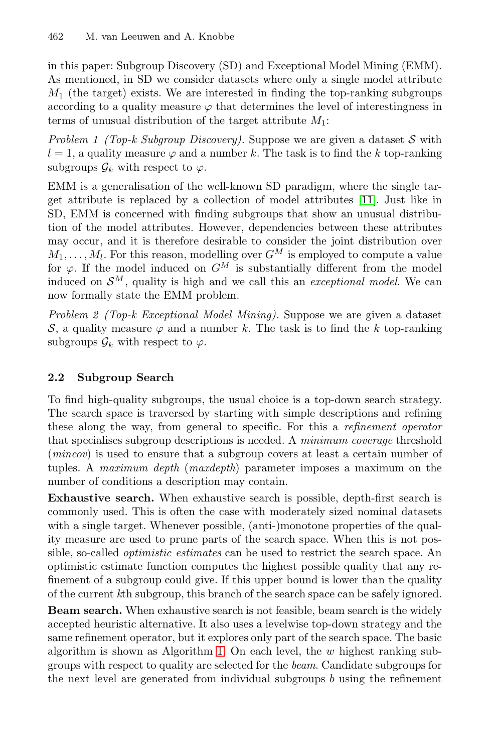in this paper: Subgroup Discovery (SD) and Exceptional Model Mining (EMM). As mentioned, in SD we consider datasets where only a single model attribute $M_1$ (the target) exists. We are interested in finding the top-ranking subgroups according to a quality measure $\varphi$ that determines the level of interestingness in terms of unusual distribution of the target attribute $M_1$:

*Problem 1 (Top-k Subgroup Discovery).* Suppose we are given a dataset $\mathcal{S}$ with $l = 1$, a quality measure $\varphi$ and a number $k$. The task is to find the $k$ top-ranking subgroups $\mathcal{G}_k$ with respect to $\varphi$.

EMM is a generalisation of the well-known SD paradigm, where the single target attribute is replaced by a collection of model attributes [11]. Just like in SD, EMM is concerned with finding subgroups that show an unusual distribution of the model attributes. However, dependencies between these attributes may occur, and it is therefore desirable to consider the joint distribution over $M_1, \ldots, M_l$. For this reason, modelling over $G^M$ is employed to compute a value for $\varphi$. If the model induced on $G^M$ is substantially different from the model induced on $\mathcal{S}^M$, quality is high and we call this an *exceptional model*. We can now formally state the EMM problem.

*Problem 2 (Top-k Exceptional Model Mining).* Suppose we are given a dataset $\mathcal{S}$, a quality measure $\varphi$ and a number $k$. The task is to find the $k$ top-ranking subgroups $\mathcal{G}_k$ with respect to $\varphi$.

### 2.2 Subgroup Search

To find high-quality subgroups, the usual choice is a top-down search strategy. The search space is traversed by starting with simple descriptions and refining these along the way, from general to specific. For this a *refinement operator* that specialises subgroup descriptions is needed. A *minimum coverage* threshold (*mincov*) is used to ensure that a subgroup covers at least a certain number of tuples. A *maximum depth* (*maxdepth*) parameter imposes a maximum on the number of conditions a description may contain.

**Exhaustive search.** When exhaustive search is possible, depth-first search is commonly used. This is often the case with moderately sized nominal datasets with a single target. Whenever possible, (anti-)monotone properties of the quality measure are used to prune parts of the search space. When this is not possible, so-called *optimistic estimates* can be used to restrict the search space. An optimistic estimate function computes the highest possible quality that any refinement of a subgroup could give. If this upper bound is lower than the quality of the current $k$th subgroup, this branch of the search space can be safely ignored.

**Beam search.** When exhaustive search is not feasible, beam search is the widely accepted heuristic alternative. It also uses a levelwise top-down strategy and the same refinement operator, but it explores only part of the search space. The basic algorithm is shown as Algorithm 1. On each level, the $w$ highest ranking subgroups with respect to quality are selected for the *beam*. Candidate subgroups for the next level are generated from individual subgroups $b$ using the refinement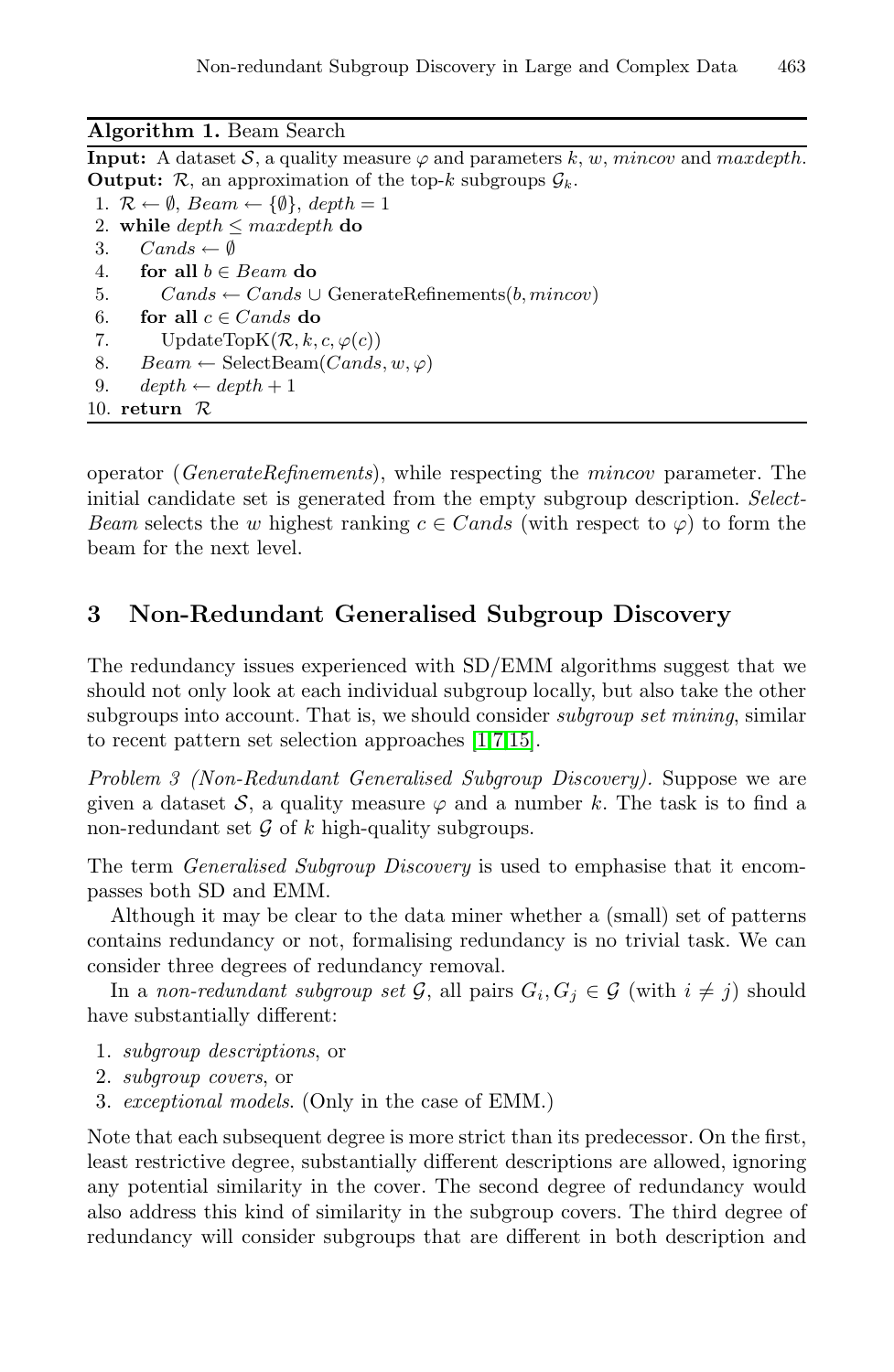**Algorithm 1.** Beam Search

**Input:** A dataset $\mathcal{S}$, a quality measure $\varphi$ and parameters $k$, $w$, $mincov$ and $maxdepth$.
**Output:** $\mathcal{R}$, an approximation of the top-$k$ subgroups $\mathcal{G}_k$.

```
1.  R ← ∅, Beam ← {∅}, depth = 1
2.  while depth ≤ maxdepth do
3.     Cands ← ∅
4.     for all b ∈ Beam do
5.        Cands ← Cands ∪ GenerateRefinements(b, mincov)
6.     for all c ∈ Cands do
7.        UpdateTopK(R, k, c, φ(c))
8.     Beam ← SelectBeam(Cands, w, φ)
9.     depth ← depth + 1
10. return R
```

operator (*GenerateRefinements*), while respecting the *mincov* parameter. The initial candidate set is generated from the empty subgroup description. *SelectBeam* selects the $w$ highest ranking $c \in Cands$ (with respect to $\varphi$) to form the beam for the next level.

## 3 Non-Redundant Generalised Subgroup Discovery

The redundancy issues experienced with SD/EMM algorithms suggest that we should not only look at each individual subgroup locally, but also take the other subgroups into account. That is, we should consider *subgroup set mining*, similar to recent pattern set selection approaches [1,7,15].

*Problem 3 (Non-Redundant Generalised Subgroup Discovery).* Suppose we are given a dataset $\mathcal{S}$, a quality measure $\varphi$ and a number $k$. The task is to find a non-redundant set $\mathcal{G}$ of $k$ high-quality subgroups.

The term *Generalised Subgroup Discovery* is used to emphasise that it encompasses both SD and EMM.

Although it may be clear to the data miner whether a (small) set of patterns contains redundancy or not, formalising redundancy is no trivial task. We can consider three degrees of redundancy removal.

In a *non-redundant subgroup set* $\mathcal{G}$, all pairs $G_i, G_j \in \mathcal{G}$ (with $i \neq j$) should have substantially different:

1. *subgroup descriptions*, or
2. *subgroup covers*, or
3. *exceptional models*. (Only in the case of EMM.)

Note that each subsequent degree is more strict than its predecessor. On the first, least restrictive degree, substantially different descriptions are allowed, ignoring any potential similarity in the cover. The second degree of redundancy would also address this kind of similarity in the subgroup covers. The third degree of redundancy will consider subgroups that are different in both description and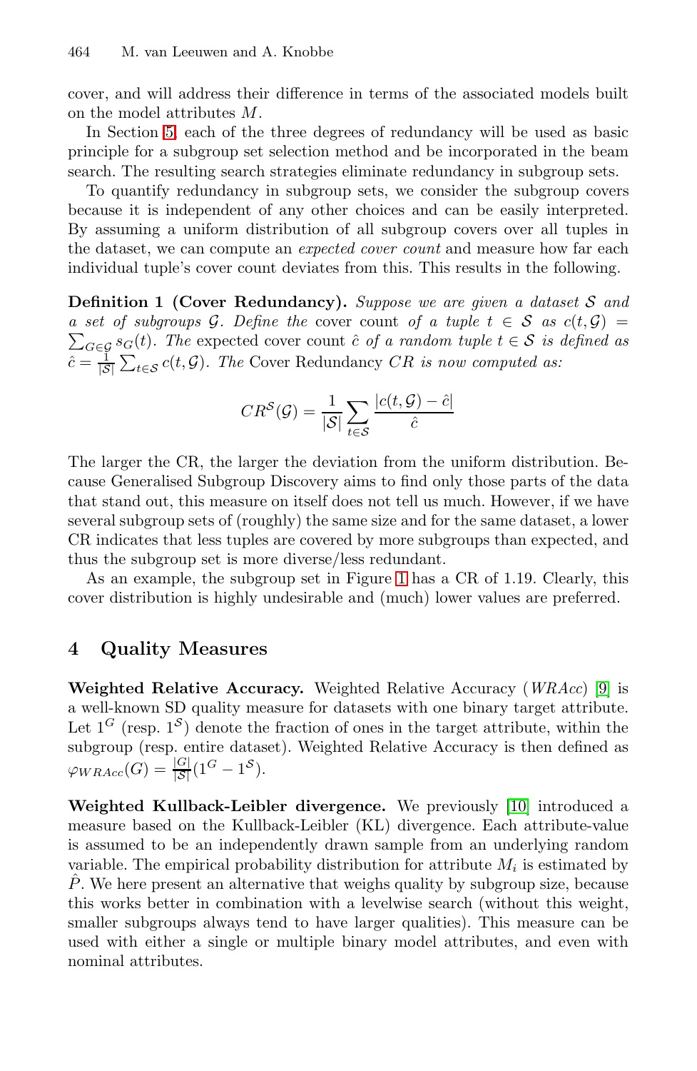cover, and will address their difference in terms of the associated models built on the model attributes $M$.

In Section 5, each of the three degrees of redundancy will be used as basic principle for a subgroup set selection method and be incorporated in the beam search. The resulting search strategies eliminate redundancy in subgroup sets.

To quantify redundancy in subgroup sets, we consider the subgroup covers because it is independent of any other choices and can be easily interpreted. By assuming a uniform distribution of all subgroup covers over all tuples in the dataset, we can compute an *expected cover count* and measure how far each individual tuple's cover count deviates from this. This results in the following.

**Definition 1 (Cover Redundancy).** *Suppose we are given a dataset $\mathcal{S}$ and a set of subgroups $\mathcal{G}$. Define the* cover count *of a tuple $t \in \mathcal{S}$ as $c(t, \mathcal{G}) = \sum_{G \in \mathcal{G}} s_G(t)$. The* expected cover count *$\hat{c}$ of a random tuple $t \in \mathcal{S}$ is defined as $\hat{c} = \frac{1}{|\mathcal{S}|} \sum_{t \in \mathcal{S}} c(t, \mathcal{G})$. The* Cover Redundancy *$CR$ is now computed as:*

$$CR^{\mathcal{S}}(\mathcal{G}) = \frac{1}{|\mathcal{S}|} \sum_{t \in \mathcal{S}} \frac{|c(t, \mathcal{G}) - \hat{c}|}{\hat{c}}$$

The larger the CR, the larger the deviation from the uniform distribution. Because Generalised Subgroup Discovery aims to find only those parts of the data that stand out, this measure on itself does not tell us much. However, if we have several subgroup sets of (roughly) the same size and for the same dataset, a lower CR indicates that less tuples are covered by more subgroups than expected, and thus the subgroup set is more diverse/less redundant.

As an example, the subgroup set in Figure 1 has a CR of 1.19. Clearly, this cover distribution is highly undesirable and (much) lower values are preferred.

## 4 Quality Measures

**Weighted Relative Accuracy.** Weighted Relative Accuracy (*WRAcc*) [9] is a well-known SD quality measure for datasets with one binary target attribute. Let $1^G$ (resp. $1^{\mathcal{S}}$) denote the fraction of ones in the target attribute, within the subgroup (resp. entire dataset). Weighted Relative Accuracy is then defined as $\varphi_{WRAcc}(G) = \frac{|G|}{|\mathcal{S}|}(1^G - 1^{\mathcal{S}})$.

**Weighted Kullback-Leibler divergence.** We previously [10] introduced a measure based on the Kullback-Leibler (KL) divergence. Each attribute-value is assumed to be an independently drawn sample from an underlying random variable. The empirical probability distribution for attribute $M_i$ is estimated by $\hat{P}$. We here present an alternative that weighs quality by subgroup size, because this works better in combination with a levelwise search (without this weight, smaller subgroups always tend to have larger qualities). This measure can be used with either a single or multiple binary model attributes, and even with nominal attributes.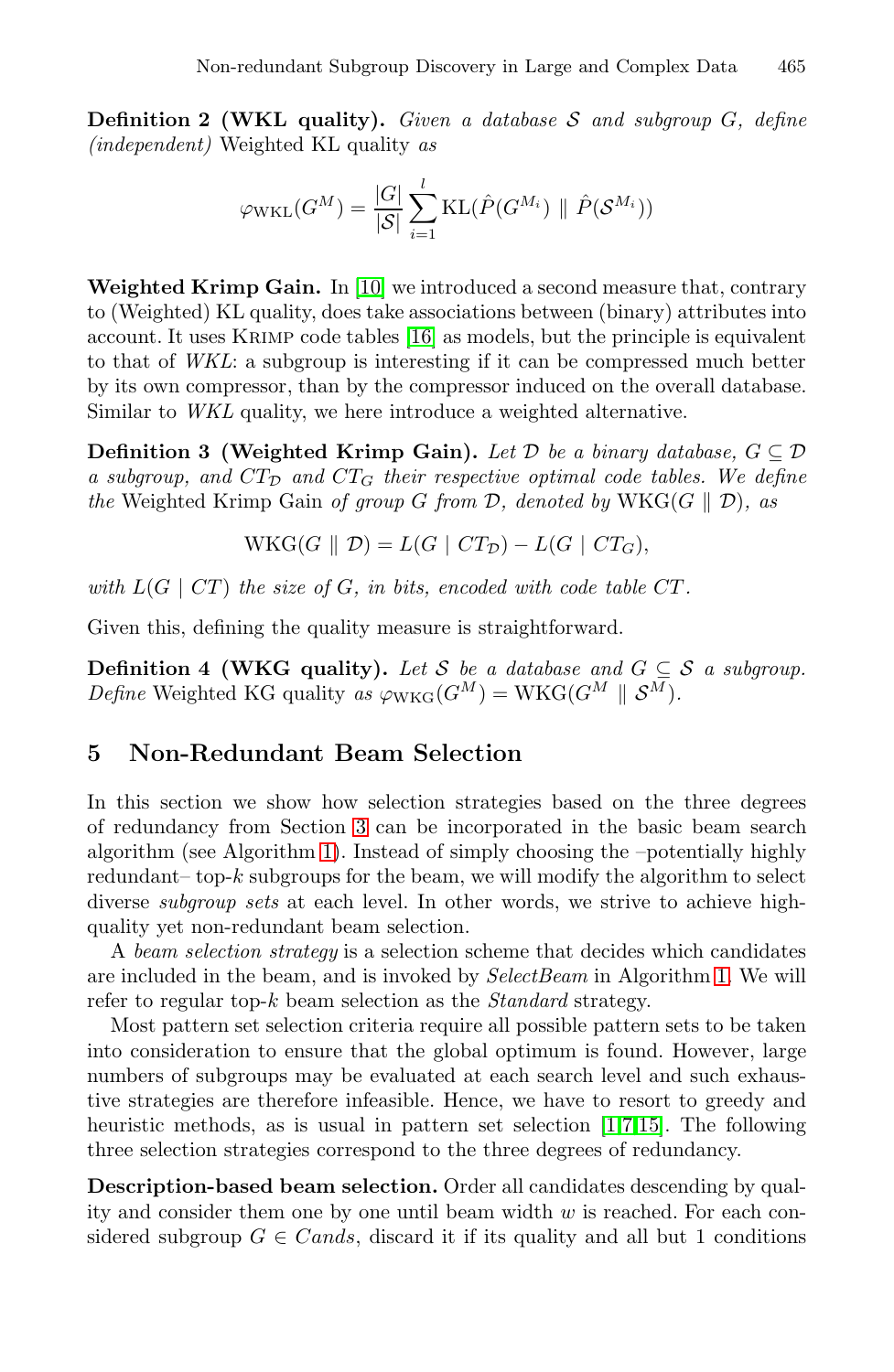**Definition 2 (WKL quality).** *Given a database $\mathcal{S}$ and subgroup $G$, define (independent)* Weighted KL quality *as*

$$\varphi_{\text{WKL}}(G^M) = \frac{|G|}{|\mathcal{S}|} \sum_{i=1}^{l} \text{KL}(\hat{P}(G^{M_i}) \parallel \hat{P}(\mathcal{S}^{M_i}))$$

**Weighted Krimp Gain.** In [10] we introduced a second measure that, contrary to (Weighted) KL quality, does take associations between (binary) attributes into account. It uses Krimp code tables [16] as models, but the principle is equivalent to that of *WKL*: a subgroup is interesting if it can be compressed much better by its own compressor, than by the compressor induced on the overall database. Similar to *WKL* quality, we here introduce a weighted alternative.

**Definition 3 (Weighted Krimp Gain).** *Let $\mathcal{D}$ be a binary database, $G \subseteq \mathcal{D}$ a subgroup, and $CT_{\mathcal{D}}$ and $CT_G$ their respective optimal code tables. We define the* Weighted Krimp Gain *of group $G$ from $\mathcal{D}$, denoted by* $\text{WKG}(G \parallel \mathcal{D})$*, as*

$$\text{WKG}(G \parallel \mathcal{D}) = L(G \mid CT_{\mathcal{D}}) - L(G \mid CT_G),$$

*with $L(G \mid CT)$ the size of $G$, in bits, encoded with code table $CT$.*

Given this, defining the quality measure is straightforward.

**Definition 4 (WKG quality).** *Let $\mathcal{S}$ be a database and $G \subseteq \mathcal{S}$ a subgroup. Define* Weighted KG quality *as* $\varphi_{\text{WKG}}(G^M) = \text{WKG}(G^M \parallel \mathcal{S}^M)$.

## 5 Non-Redundant Beam Selection

In this section we show how selection strategies based on the three degrees of redundancy from Section 3 can be incorporated in the basic beam search algorithm (see Algorithm 1). Instead of simply choosing the –potentially highly redundant– top-$k$ subgroups for the beam, we will modify the algorithm to select diverse *subgroup sets* at each level. In other words, we strive to achieve high-quality yet non-redundant beam selection.

A *beam selection strategy* is a selection scheme that decides which candidates are included in the beam, and is invoked by *SelectBeam* in Algorithm 1. We will refer to regular top-$k$ beam selection as the *Standard* strategy.

Most pattern set selection criteria require all possible pattern sets to be taken into consideration to ensure that the global optimum is found. However, large numbers of subgroups may be evaluated at each search level and such exhaustive strategies are therefore infeasible. Hence, we have to resort to greedy and heuristic methods, as is usual in pattern set selection [1,7,15]. The following three selection strategies correspond to the three degrees of redundancy.

**Description-based beam selection.** Order all candidates descending by quality and consider them one by one until beam width $w$ is reached. For each considered subgroup $G \in \mathit{Cands}$, discard it if its quality and all but 1 conditions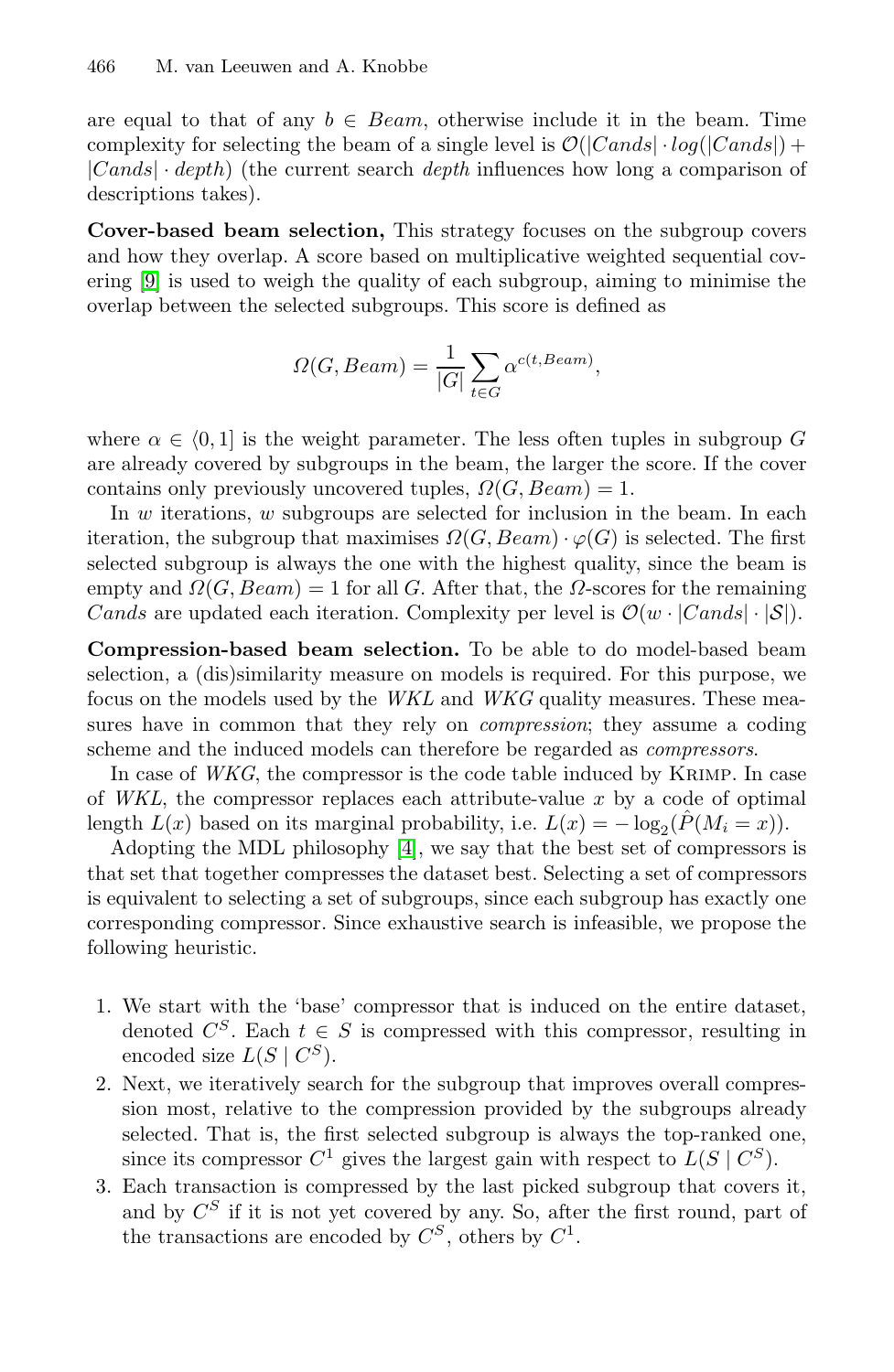are equal to that of any $b \in Beam$, otherwise include it in the beam. Time complexity for selecting the beam of a single level is $\mathcal{O}(|Cands| \cdot log(|Cands|) + |Cands| \cdot depth)$ (the current search *depth* influences how long a comparison of descriptions takes).

**Cover-based beam selection,** This strategy focuses on the subgroup covers and how they overlap. A score based on multiplicative weighted sequential covering [9] is used to weigh the quality of each subgroup, aiming to minimise the overlap between the selected subgroups. This score is defined as

$$\Omega(G, Beam) = \frac{1}{|G|} \sum_{t \in G} \alpha^{c(t, Beam)},$$

where $\alpha \in \langle 0, 1]$ is the weight parameter. The less often tuples in subgroup $G$ are already covered by subgroups in the beam, the larger the score. If the cover contains only previously uncovered tuples, $\Omega(G, Beam) = 1$.

In $w$ iterations, $w$ subgroups are selected for inclusion in the beam. In each iteration, the subgroup that maximises $\Omega(G, Beam) \cdot \varphi(G)$ is selected. The first selected subgroup is always the one with the highest quality, since the beam is empty and $\Omega(G, Beam) = 1$ for all $G$. After that, the $\Omega$-scores for the remaining $Cands$ are updated each iteration. Complexity per level is $\mathcal{O}(w \cdot |Cands| \cdot |\mathcal{S}|)$.

**Compression-based beam selection.** To be able to do model-based beam selection, a (dis)similarity measure on models is required. For this purpose, we focus on the models used by the *WKL* and *WKG* quality measures. These measures have in common that they rely on *compression*; they assume a coding scheme and the induced models can therefore be regarded as *compressors*.

In case of *WKG*, the compressor is the code table induced by Krimp. In case of *WKL*, the compressor replaces each attribute-value $x$ by a code of optimal length $L(x)$ based on its marginal probability, i.e. $L(x) = -\log_2(\hat{P}(M_i = x))$.

Adopting the MDL philosophy [4], we say that the best set of compressors is that set that together compresses the dataset best. Selecting a set of compressors is equivalent to selecting a set of subgroups, since each subgroup has exactly one corresponding compressor. Since exhaustive search is infeasible, we propose the following heuristic.

1. We start with the 'base' compressor that is induced on the entire dataset, denoted $C^S$. Each $t \in S$ is compressed with this compressor, resulting in encoded size $L(S \mid C^S)$.
2. Next, we iteratively search for the subgroup that improves overall compression most, relative to the compression provided by the subgroups already selected. That is, the first selected subgroup is always the top-ranked one, since its compressor $C^1$ gives the largest gain with respect to $L(S \mid C^S)$.
3. Each transaction is compressed by the last picked subgroup that covers it, and by $C^S$ if it is not yet covered by any. So, after the first round, part of the transactions are encoded by $C^S$, others by $C^1$.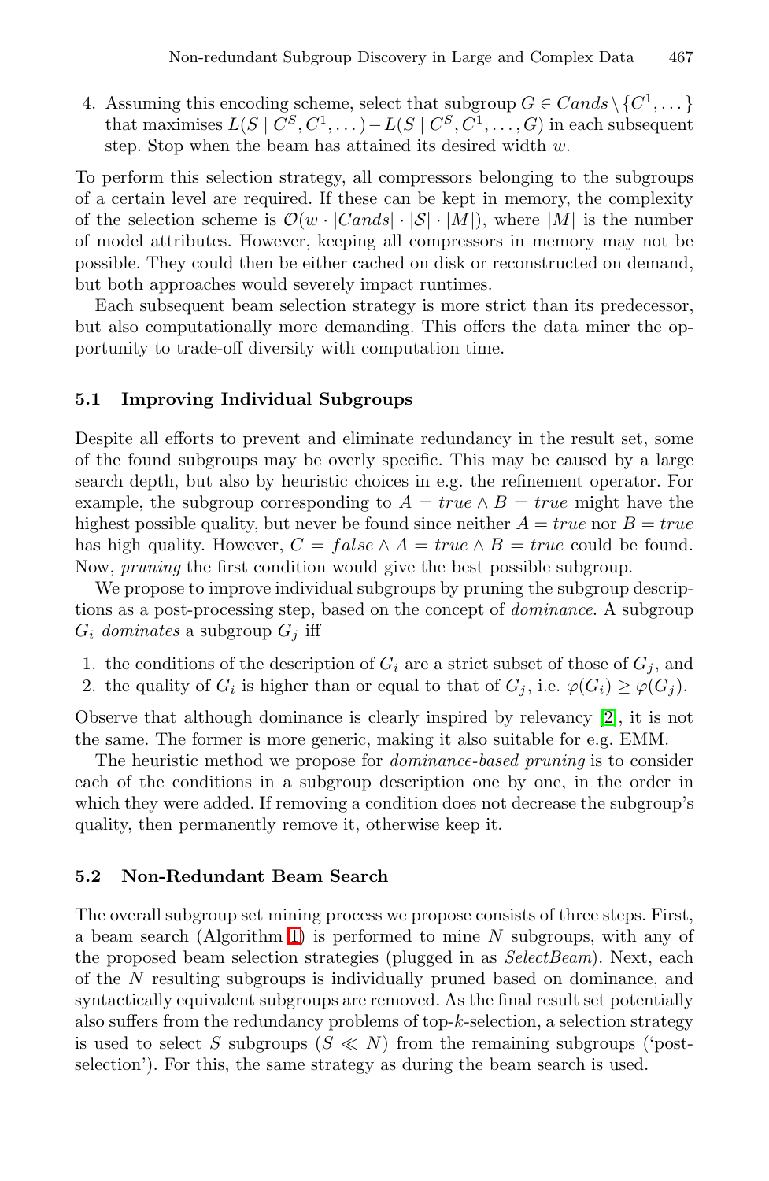4. Assuming this encoding scheme, select that subgroup $G \in Cands \setminus \{C^1, \dots\}$ that maximises $L(S \mid C^S, C^1, \dots) - L(S \mid C^S, C^1, \dots, G)$ in each subsequent step. Stop when the beam has attained its desired width $w$.

To perform this selection strategy, all compressors belonging to the subgroups of a certain level are required. If these can be kept in memory, the complexity of the selection scheme is $\mathcal{O}(w \cdot |Cands| \cdot |\mathcal{S}| \cdot |M|)$, where $|M|$ is the number of model attributes. However, keeping all compressors in memory may not be possible. They could then be either cached on disk or reconstructed on demand, but both approaches would severely impact runtimes.

Each subsequent beam selection strategy is more strict than its predecessor, but also computationally more demanding. This offers the data miner the opportunity to trade-off diversity with computation time.

### 5.1 Improving Individual Subgroups

Despite all efforts to prevent and eliminate redundancy in the result set, some of the found subgroups may be overly specific. This may be caused by a large search depth, but also by heuristic choices in e.g. the refinement operator. For example, the subgroup corresponding to $A = true \wedge B = true$ might have the highest possible quality, but never be found since neither $A = true$ nor $B = true$ has high quality. However, $C = false \wedge A = true \wedge B = true$ could be found. Now, *pruning* the first condition would give the best possible subgroup.

We propose to improve individual subgroups by pruning the subgroup descriptions as a post-processing step, based on the concept of *dominance*. A subgroup $G_i$ *dominates* a subgroup $G_j$ iff

1. the conditions of the description of $G_i$ are a strict subset of those of $G_j$, and
2. the quality of $G_i$ is higher than or equal to that of $G_j$, i.e. $\varphi(G_i) \geq \varphi(G_j)$.

Observe that although dominance is clearly inspired by relevancy [2], it is not the same. The former is more generic, making it also suitable for e.g. EMM.

The heuristic method we propose for *dominance-based pruning* is to consider each of the conditions in a subgroup description one by one, in the order in which they were added. If removing a condition does not decrease the subgroup's quality, then permanently remove it, otherwise keep it.

### 5.2 Non-Redundant Beam Search

The overall subgroup set mining process we propose consists of three steps. First, a beam search (Algorithm 1) is performed to mine $N$ subgroups, with any of the proposed beam selection strategies (plugged in as *SelectBeam*). Next, each of the $N$ resulting subgroups is individually pruned based on dominance, and syntactically equivalent subgroups are removed. As the final result set potentially also suffers from the redundancy problems of top-$k$-selection, a selection strategy is used to select $S$ subgroups ($S \ll N$) from the remaining subgroups ('post-selection'). For this, the same strategy as during the beam search is used.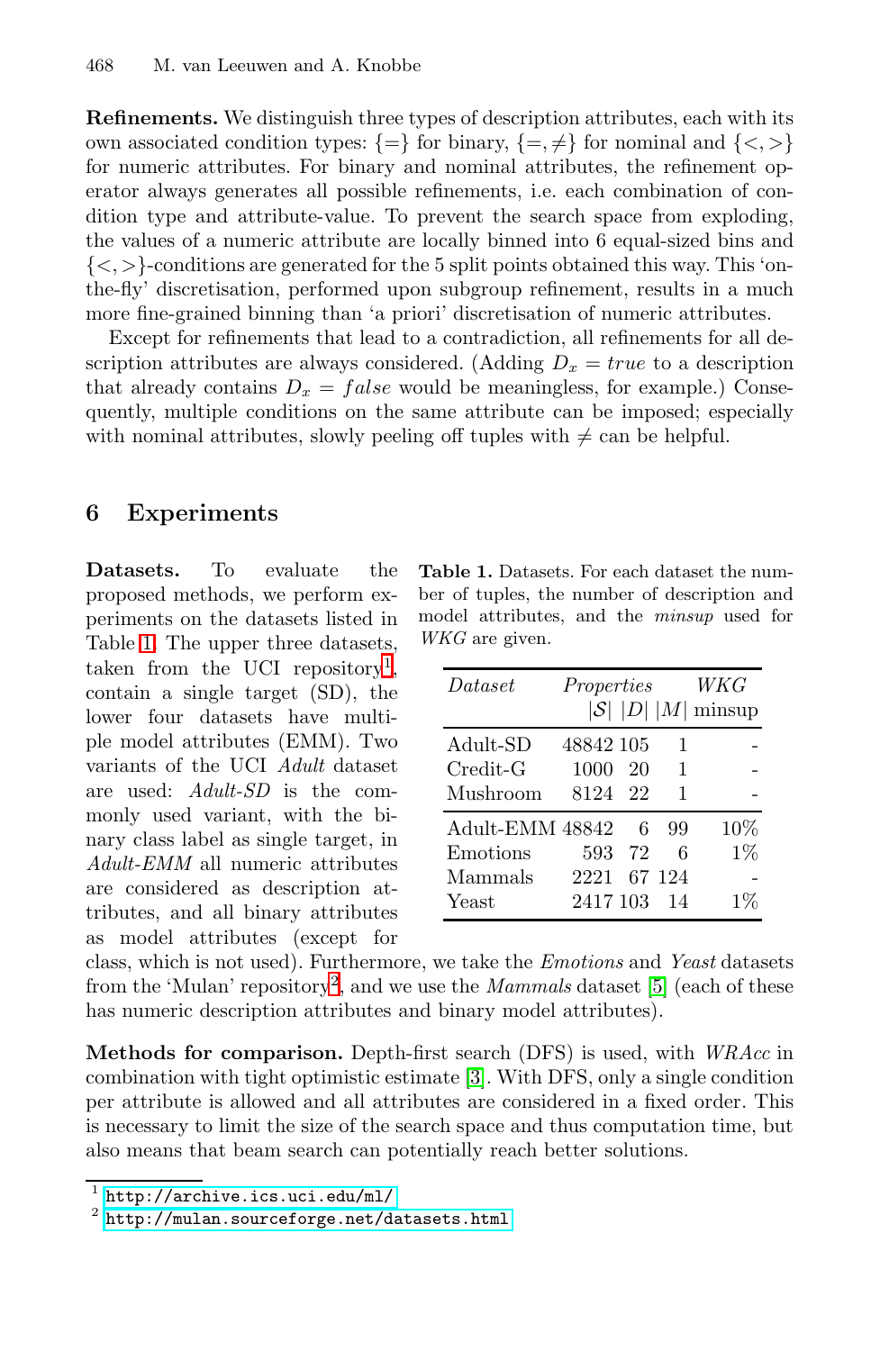**Refinements.** We distinguish three types of description attributes, each with its own associated condition types: $\{=\}$ for binary, $\{=, \neq\}$ for nominal and $\{<, >\}$ for numeric attributes. For binary and nominal attributes, the refinement operator always generates all possible refinements, i.e. each combination of condition type and attribute-value. To prevent the search space from exploding, the values of a numeric attribute are locally binned into 6 equal-sized bins and $\{<, >\}$-conditions are generated for the 5 split points obtained this way. This 'on-the-fly' discretisation, performed upon subgroup refinement, results in a much more fine-grained binning than 'a priori' discretisation of numeric attributes.

Except for refinements that lead to a contradiction, all refinements for all description attributes are always considered. (Adding $D_x = true$ to a description that already contains $D_x = false$ would be meaningless, for example.) Consequently, multiple conditions on the same attribute can be imposed; especially with nominal attributes, slowly peeling off tuples with $\neq$ can be helpful.

## 6 Experiments

**Datasets.** To evaluate the proposed methods, we perform experiments on the datasets listed in Table 1. The upper three datasets, taken from the UCI repository[1], contain a single target (SD), the lower four datasets have multiple model attributes (EMM). Two variants of the UCI *Adult* dataset are used: *Adult-SD* is the commonly used variant, with the binary class label as single target, in *Adult-EMM* all numeric attributes are considered as description attributes, and all binary attributes as model attributes (except for class, which is not used). Furthermore, we take the *Emotions* and *Yeast* datasets from the 'Mulan' repository[2], and we use the *Mammals* dataset [5] (each of these has numeric description attributes and binary model attributes).

**Table 1.** Datasets. For each dataset the number of tuples, the number of description and model attributes, and the *minsup* used for *WKG* are given.

| *Dataset* | *Properties* | | | *WKG* |
|---|---|---|---|---|
| | $\lvert\mathcal{S}\rvert$ | $\lvert D\rvert$ | $\lvert M\rvert$ | minsup |
| Adult-SD | 48842 | 105 | 1 | - |
| Credit-G | 1000 | 20 | 1 | - |
| Mushroom | 8124 | 22 | 1 | - |
| Adult-EMM | 48842 | 6 | 99 | 10% |
| Emotions | 593 | 72 | 6 | 1% |
| Mammals | 2221 | 67 | 124 | - |
| Yeast | 2417 | 103 | 14 | 1% |

**Methods for comparison.** Depth-first search (DFS) is used, with *WRAcc* in combination with tight optimistic estimate [3]. With DFS, only a single condition per attribute is allowed and all attributes are considered in a fixed order. This is necessary to limit the size of the search space and thus computation time, but also means that beam search can potentially reach better solutions.

[1] http://archive.ics.uci.edu/ml/

[2] http://mulan.sourceforge.net/datasets.html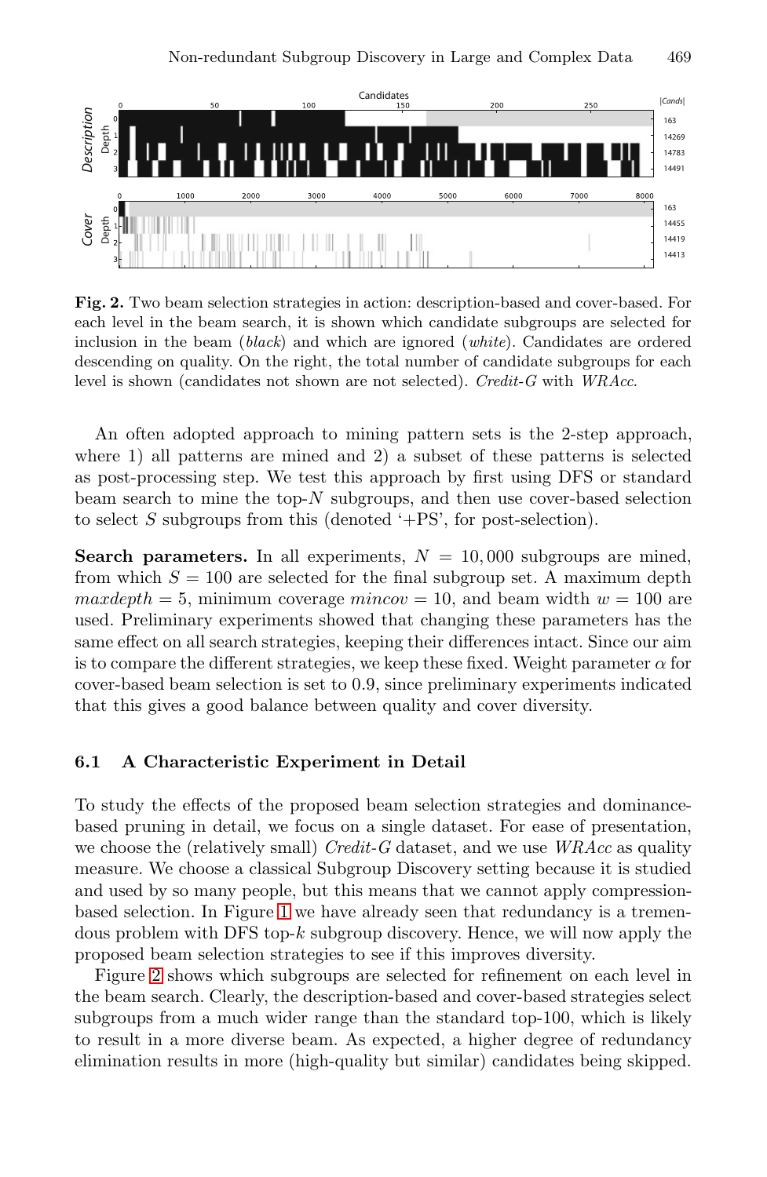**Fig. 2.** Two beam selection strategies in action: description-based and cover-based. For each level in the beam search, it is shown which candidate subgroups are selected for inclusion in the beam (*black*) and which are ignored (*white*). Candidates are ordered descending on quality. On the right, the total number of candidate subgroups for each level is shown (candidates not shown are not selected). *Credit-G* with *WRAcc*.

An often adopted approach to mining pattern sets is the 2-step approach, where 1) all patterns are mined and 2) a subset of these patterns is selected as post-processing step. We test this approach by first using DFS or standard beam search to mine the top-$N$ subgroups, and then use cover-based selection to select $S$ subgroups from this (denoted '+PS', for post-selection).

**Search parameters.** In all experiments, $N = 10,000$ subgroups are mined, from which $S = 100$ are selected for the final subgroup set. A maximum depth $maxdepth = 5$, minimum coverage $mincov = 10$, and beam width $w = 100$ are used. Preliminary experiments showed that changing these parameters has the same effect on all search strategies, keeping their differences intact. Since our aim is to compare the different strategies, we keep these fixed. Weight parameter $\alpha$ for cover-based beam selection is set to 0.9, since preliminary experiments indicated that this gives a good balance between quality and cover diversity.

### 6.1 A Characteristic Experiment in Detail

To study the effects of the proposed beam selection strategies and dominance-based pruning in detail, we focus on a single dataset. For ease of presentation, we choose the (relatively small) *Credit-G* dataset, and we use *WRAcc* as quality measure. We choose a classical Subgroup Discovery setting because it is studied and used by so many people, but this means that we cannot apply compression-based selection. In Figure 1 we have already seen that redundancy is a tremendous problem with DFS top-$k$ subgroup discovery. Hence, we will now apply the proposed beam selection strategies to see if this improves diversity.

Figure 2 shows which subgroups are selected for refinement on each level in the beam search. Clearly, the description-based and cover-based strategies select subgroups from a much wider range than the standard top-100, which is likely to result in a more diverse beam. As expected, a higher degree of redundancy elimination results in more (high-quality but similar) candidates being skipped.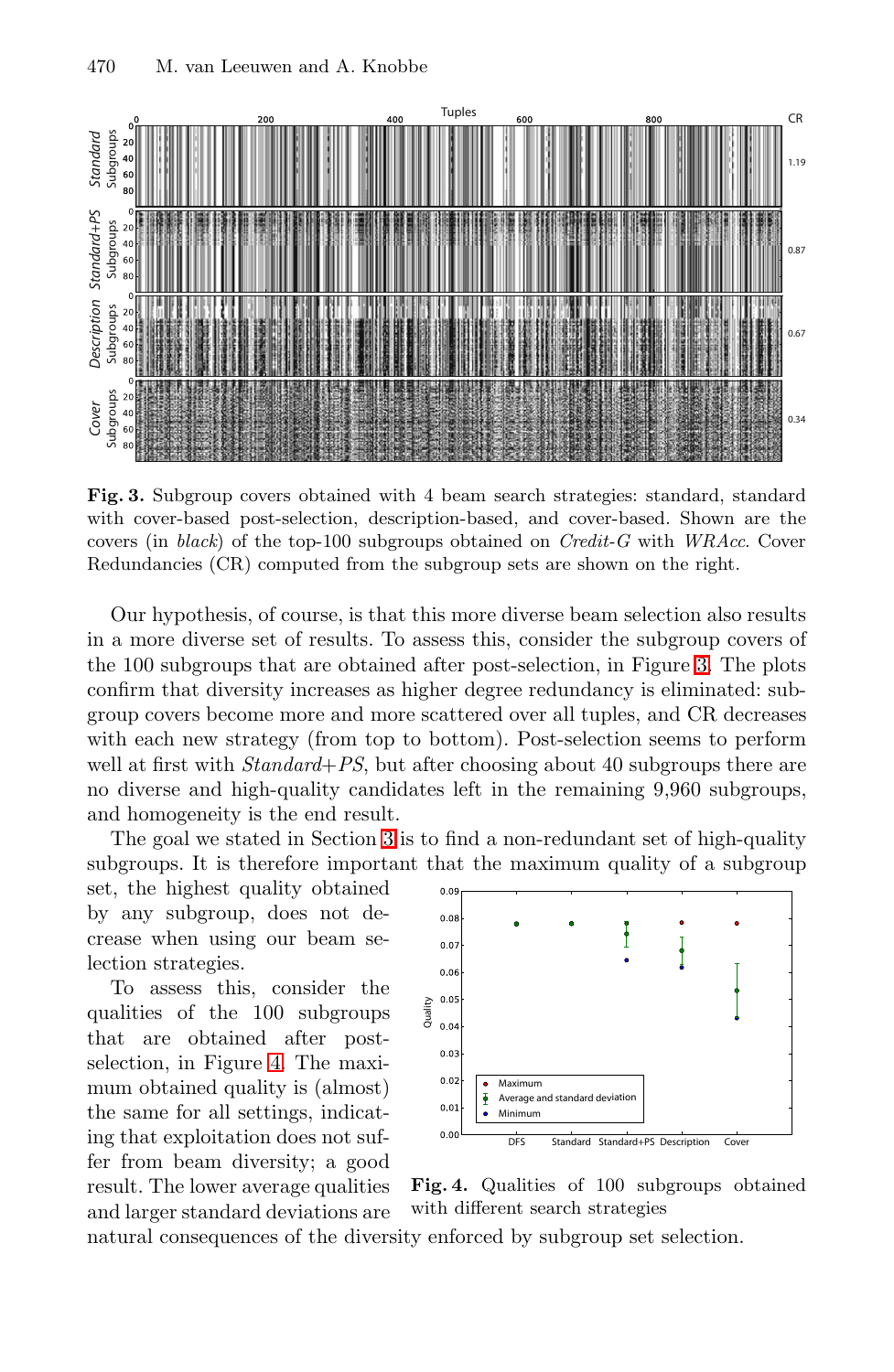**Fig. 3.** Subgroup covers obtained with 4 beam search strategies: standard, standard with cover-based post-selection, description-based, and cover-based. Shown are the covers (in *black*) of the top-100 subgroups obtained on *Credit-G* with *WRAcc*. Cover Redundancies (CR) computed from the subgroup sets are shown on the right.

Our hypothesis, of course, is that this more diverse beam selection also results in a more diverse set of results. To assess this, consider the subgroup covers of the 100 subgroups that are obtained after post-selection, in Figure 3. The plots confirm that diversity increases as higher degree redundancy is eliminated: subgroup covers become more and more scattered over all tuples, and CR decreases with each new strategy (from top to bottom). Post-selection seems to perform well at first with *Standard+PS*, but after choosing about 40 subgroups there are no diverse and high-quality candidates left in the remaining 9,960 subgroups, and homogeneity is the end result.

The goal we stated in Section 3 is to find a non-redundant set of high-quality subgroups. It is therefore important that the maximum quality of a subgroup set, the highest quality obtained by any subgroup, does not decrease when using our beam selection strategies.

To assess this, consider the qualities of the 100 subgroups that are obtained after post-selection, in Figure 4. The maximum obtained quality is (almost) the same for all settings, indicating that exploitation does not suffer from beam diversity; a good result. The lower average qualities and larger standard deviations are natural consequences of the diversity enforced by subgroup set selection.

**Fig. 4.** Qualities of 100 subgroups obtained with different search strategies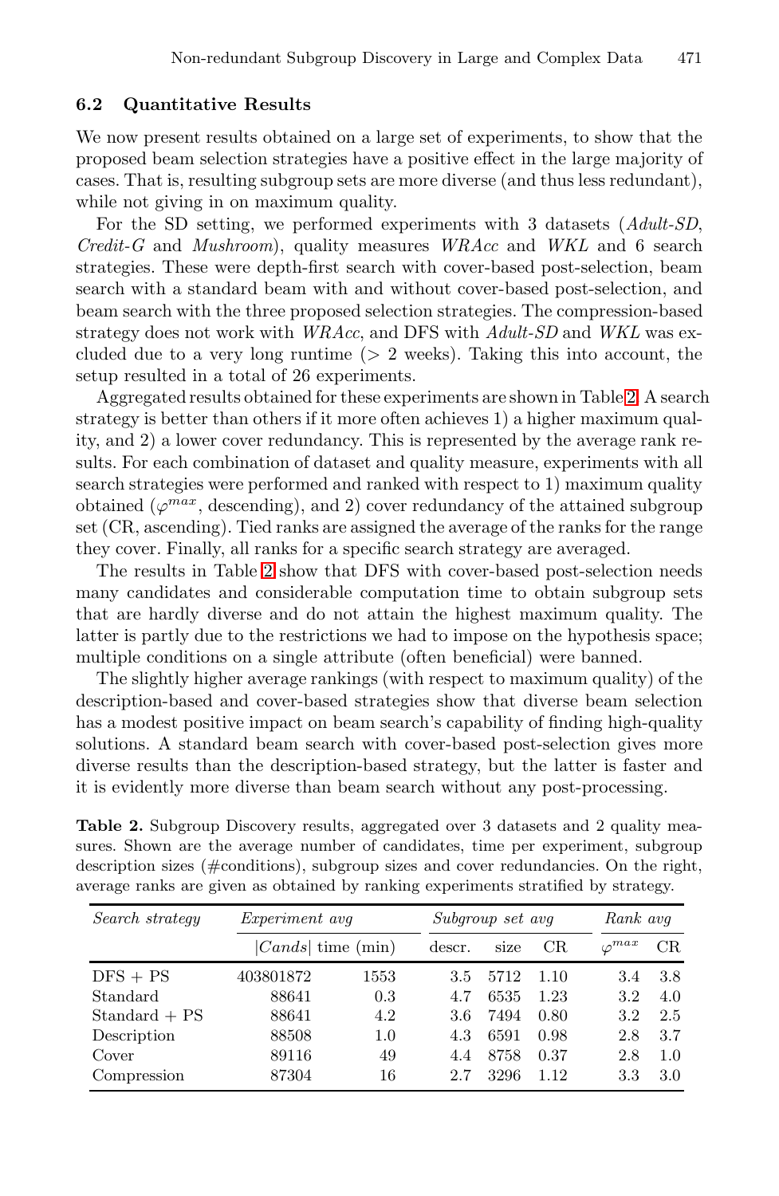### 6.2 Quantitative Results

We now present results obtained on a large set of experiments, to show that the proposed beam selection strategies have a positive effect in the large majority of cases. That is, resulting subgroup sets are more diverse (and thus less redundant), while not giving in on maximum quality.

For the SD setting, we performed experiments with 3 datasets (*Adult-SD*, *Credit-G* and *Mushroom*), quality measures *WRAcc* and *WKL* and 6 search strategies. These were depth-first search with cover-based post-selection, beam search with a standard beam with and without cover-based post-selection, and beam search with the three proposed selection strategies. The compression-based strategy does not work with *WRAcc*, and DFS with *Adult-SD* and *WKL* was excluded due to a very long runtime (> 2 weeks). Taking this into account, the setup resulted in a total of 26 experiments.

Aggregated results obtained for these experiments are shown in Table 2. A search strategy is better than others if it more often achieves 1) a higher maximum quality, and 2) a lower cover redundancy. This is represented by the average rank results. For each combination of dataset and quality measure, experiments with all search strategies were performed and ranked with respect to 1) maximum quality obtained ($\varphi^{max}$, descending), and 2) cover redundancy of the attained subgroup set (CR, ascending). Tied ranks are assigned the average of the ranks for the range they cover. Finally, all ranks for a specific search strategy are averaged.

The results in Table 2 show that DFS with cover-based post-selection needs many candidates and considerable computation time to obtain subgroup sets that are hardly diverse and do not attain the highest maximum quality. The latter is partly due to the restrictions we had to impose on the hypothesis space; multiple conditions on a single attribute (often beneficial) were banned.

The slightly higher average rankings (with respect to maximum quality) of the description-based and cover-based strategies show that diverse beam selection has a modest positive impact on beam search's capability of finding high-quality solutions. A standard beam search with cover-based post-selection gives more diverse results than the description-based strategy, but the latter is faster and it is evidently more diverse than beam search without any post-processing.

**Table 2.** Subgroup Discovery results, aggregated over 3 datasets and 2 quality measures. Shown are the average number of candidates, time per experiment, subgroup description sizes (#conditions), subgroup sizes and cover redundancies. On the right, average ranks are given as obtained by ranking experiments stratified by strategy.

| *Search strategy* | *Experiment avg* | | *Subgroup set avg* | | | *Rank avg* | |
|---|---|---|---|---|---|---|---|
| | $\lvert Cands \rvert$ | time (min) | descr. | size | CR | $\varphi^{max}$ | CR |
| DFS + PS | 403801872 | 1553 | 3.5 | 5712 | 1.10 | 3.4 | 3.8 |
| Standard | 88641 | 0.3 | 4.7 | 6535 | 1.23 | 3.2 | 4.0 |
| Standard + PS | 88641 | 4.2 | 3.6 | 7494 | 0.80 | 3.2 | 2.5 |
| Description | 88508 | 1.0 | 4.3 | 6591 | 0.98 | 2.8 | 3.7 |
| Cover | 89116 | 49 | 4.4 | 8758 | 0.37 | 2.8 | 1.0 |
| Compression | 87304 | 16 | 2.7 | 3296 | 1.12 | 3.3 | 3.0 |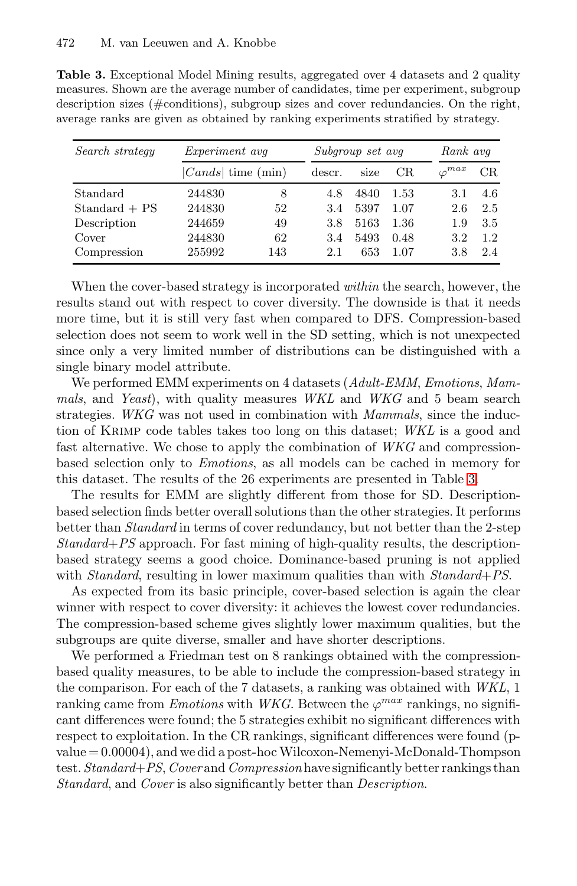**Table 3.** Exceptional Model Mining results, aggregated over 4 datasets and 2 quality measures. Shown are the average number of candidates, time per experiment, subgroup description sizes (#conditions), subgroup sizes and cover redundancies. On the right, average ranks are given as obtained by ranking experiments stratified by strategy.

| *Search strategy* | *Experiment avg* | | *Subgroup set avg* | | | *Rank avg* | |
|---|---|---|---|---|---|---|---|
| | $\|Cands\|$ | time (min) | descr. | size | CR | $\varphi^{max}$ | CR |
| Standard | 244830 | 8 | 4.8 | 4840 | 1.53 | 3.1 | 4.6 |
| Standard + PS | 244830 | 52 | 3.4 | 5397 | 1.07 | 2.6 | 2.5 |
| Description | 244659 | 49 | 3.8 | 5163 | 1.36 | 1.9 | 3.5 |
| Cover | 244830 | 62 | 3.4 | 5493 | 0.48 | 3.2 | 1.2 |
| Compression | 255992 | 143 | 2.1 | 653 | 1.07 | 3.8 | 2.4 |

When the cover-based strategy is incorporated *within* the search, however, the results stand out with respect to cover diversity. The downside is that it needs more time, but it is still very fast when compared to DFS. Compression-based selection does not seem to work well in the SD setting, which is not unexpected since only a very limited number of distributions can be distinguished with a single binary model attribute.

We performed EMM experiments on 4 datasets (*Adult-EMM*, *Emotions*, *Mammals*, and *Yeast*), with quality measures *WKL* and *WKG* and 5 beam search strategies. *WKG* was not used in combination with *Mammals*, since the induction of Krimp code tables takes too long on this dataset; *WKL* is a good and fast alternative. We chose to apply the combination of *WKG* and compression-based selection only to *Emotions*, as all models can be cached in memory for this dataset. The results of the 26 experiments are presented in Table 3.

The results for EMM are slightly different from those for SD. Description-based selection finds better overall solutions than the other strategies. It performs better than *Standard* in terms of cover redundancy, but not better than the 2-step *Standard+PS* approach. For fast mining of high-quality results, the description-based strategy seems a good choice. Dominance-based pruning is not applied with *Standard*, resulting in lower maximum qualities than with *Standard+PS*.

As expected from its basic principle, cover-based selection is again the clear winner with respect to cover diversity: it achieves the lowest cover redundancies. The compression-based scheme gives slightly lower maximum qualities, but the subgroups are quite diverse, smaller and have shorter descriptions.

We performed a Friedman test on 8 rankings obtained with the compression-based quality measures, to be able to include the compression-based strategy in the comparison. For each of the 7 datasets, a ranking was obtained with *WKL*, 1 ranking came from *Emotions* with *WKG*. Between the $\varphi^{max}$ rankings, no significant differences were found; the 5 strategies exhibit no significant differences with respect to exploitation. In the CR rankings, significant differences were found (p-value = 0.00004), and we did a post-hoc Wilcoxon-Nemenyi-McDonald-Thompson test. *Standard+PS*, *Cover* and *Compression* have significantly better rankings than *Standard*, and *Cover* is also significantly better than *Description*.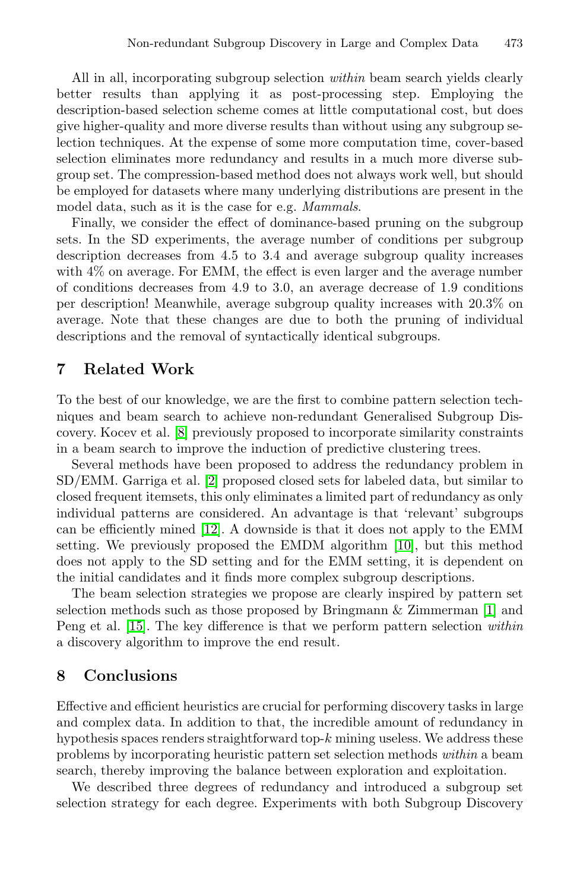All in all, incorporating subgroup selection *within* beam search yields clearly better results than applying it as post-processing step. Employing the description-based selection scheme comes at little computational cost, but does give higher-quality and more diverse results than without using any subgroup selection techniques. At the expense of some more computation time, cover-based selection eliminates more redundancy and results in a much more diverse subgroup set. The compression-based method does not always work well, but should be employed for datasets where many underlying distributions are present in the model data, such as it is the case for e.g. *Mammals*.

Finally, we consider the effect of dominance-based pruning on the subgroup sets. In the SD experiments, the average number of conditions per subgroup description decreases from 4.5 to 3.4 and average subgroup quality increases with 4% on average. For EMM, the effect is even larger and the average number of conditions decreases from 4.9 to 3.0, an average decrease of 1.9 conditions per description! Meanwhile, average subgroup quality increases with 20.3% on average. Note that these changes are due to both the pruning of individual descriptions and the removal of syntactically identical subgroups.

## 7 Related Work

To the best of our knowledge, we are the first to combine pattern selection techniques and beam search to achieve non-redundant Generalised Subgroup Discovery. Kocev et al. [8] previously proposed to incorporate similarity constraints in a beam search to improve the induction of predictive clustering trees.

Several methods have been proposed to address the redundancy problem in SD/EMM. Garriga et al. [2] proposed closed sets for labeled data, but similar to closed frequent itemsets, this only eliminates a limited part of redundancy as only individual patterns are considered. An advantage is that 'relevant' subgroups can be efficiently mined [12]. A downside is that it does not apply to the EMM setting. We previously proposed the EMDM algorithm [10], but this method does not apply to the SD setting and for the EMM setting, it is dependent on the initial candidates and it finds more complex subgroup descriptions.

The beam selection strategies we propose are clearly inspired by pattern set selection methods such as those proposed by Bringmann & Zimmerman [1] and Peng et al. [15]. The key difference is that we perform pattern selection *within* a discovery algorithm to improve the end result.

## 8 Conclusions

Effective and efficient heuristics are crucial for performing discovery tasks in large and complex data. In addition to that, the incredible amount of redundancy in hypothesis spaces renders straightforward top-$k$ mining useless. We address these problems by incorporating heuristic pattern set selection methods *within* a beam search, thereby improving the balance between exploration and exploitation.

We described three degrees of redundancy and introduced a subgroup set selection strategy for each degree. Experiments with both Subgroup Discovery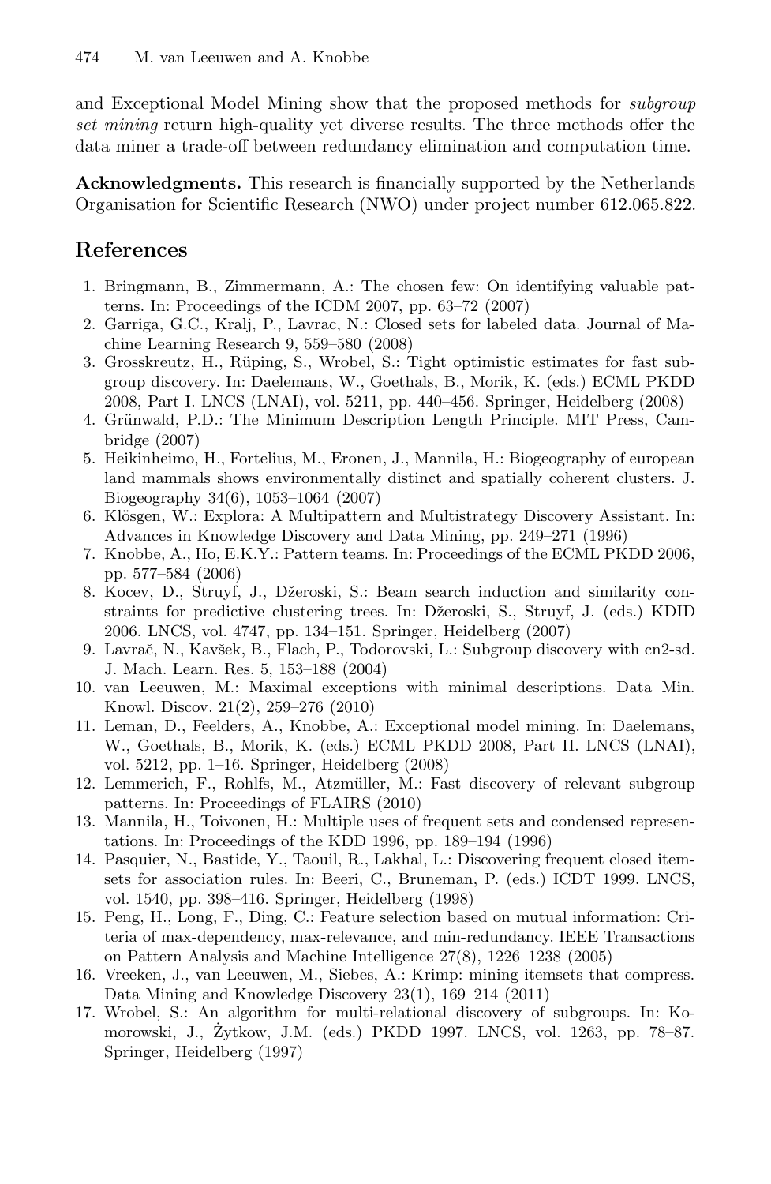and Exceptional Model Mining show that the proposed methods for *subgroup set mining* return high-quality yet diverse results. The three methods offer the data miner a trade-off between redundancy elimination and computation time.

**Acknowledgments.** This research is financially supported by the Netherlands Organisation for Scientific Research (NWO) under project number 612.065.822.

## References

1. Bringmann, B., Zimmermann, A.: The chosen few: On identifying valuable patterns. In: Proceedings of the ICDM 2007, pp. 63–72 (2007)
2. Garriga, G.C., Kralj, P., Lavrac, N.: Closed sets for labeled data. Journal of Machine Learning Research 9, 559–580 (2008)
3. Grosskreutz, H., Rüping, S., Wrobel, S.: Tight optimistic estimates for fast subgroup discovery. In: Daelemans, W., Goethals, B., Morik, K. (eds.) ECML PKDD 2008, Part I. LNCS (LNAI), vol. 5211, pp. 440–456. Springer, Heidelberg (2008)
4. Grünwald, P.D.: The Minimum Description Length Principle. MIT Press, Cambridge (2007)
5. Heikinheimo, H., Fortelius, M., Eronen, J., Mannila, H.: Biogeography of european land mammals shows environmentally distinct and spatially coherent clusters. J. Biogeography 34(6), 1053–1064 (2007)
6. Klösgen, W.: Explora: A Multipattern and Multistrategy Discovery Assistant. In: Advances in Knowledge Discovery and Data Mining, pp. 249–271 (1996)
7. Knobbe, A., Ho, E.K.Y.: Pattern teams. In: Proceedings of the ECML PKDD 2006, pp. 577–584 (2006)
8. Kocev, D., Struyf, J., Džeroski, S.: Beam search induction and similarity constraints for predictive clustering trees. In: Džeroski, S., Struyf, J. (eds.) KDID 2006. LNCS, vol. 4747, pp. 134–151. Springer, Heidelberg (2007)
9. Lavrač, N., Kavšek, B., Flach, P., Todorovski, L.: Subgroup discovery with cn2-sd. J. Mach. Learn. Res. 5, 153–188 (2004)
10. van Leeuwen, M.: Maximal exceptions with minimal descriptions. Data Min. Knowl. Discov. 21(2), 259–276 (2010)
11. Leman, D., Feelders, A., Knobbe, A.: Exceptional model mining. In: Daelemans, W., Goethals, B., Morik, K. (eds.) ECML PKDD 2008, Part II. LNCS (LNAI), vol. 5212, pp. 1–16. Springer, Heidelberg (2008)
12. Lemmerich, F., Rohlfs, M., Atzmüller, M.: Fast discovery of relevant subgroup patterns. In: Proceedings of FLAIRS (2010)
13. Mannila, H., Toivonen, H.: Multiple uses of frequent sets and condensed representations. In: Proceedings of the KDD 1996, pp. 189–194 (1996)
14. Pasquier, N., Bastide, Y., Taouil, R., Lakhal, L.: Discovering frequent closed itemsets for association rules. In: Beeri, C., Bruneman, P. (eds.) ICDT 1999. LNCS, vol. 1540, pp. 398–416. Springer, Heidelberg (1998)
15. Peng, H., Long, F., Ding, C.: Feature selection based on mutual information: Criteria of max-dependency, max-relevance, and min-redundancy. IEEE Transactions on Pattern Analysis and Machine Intelligence 27(8), 1226–1238 (2005)
16. Vreeken, J., van Leeuwen, M., Siebes, A.: Krimp: mining itemsets that compress. Data Mining and Knowledge Discovery 23(1), 169–214 (2011)
17. Wrobel, S.: An algorithm for multi-relational discovery of subgroups. In: Komorowski, J., Żytkow, J.M. (eds.) PKDD 1997. LNCS, vol. 1263, pp. 78–87. Springer, Heidelberg (1997)